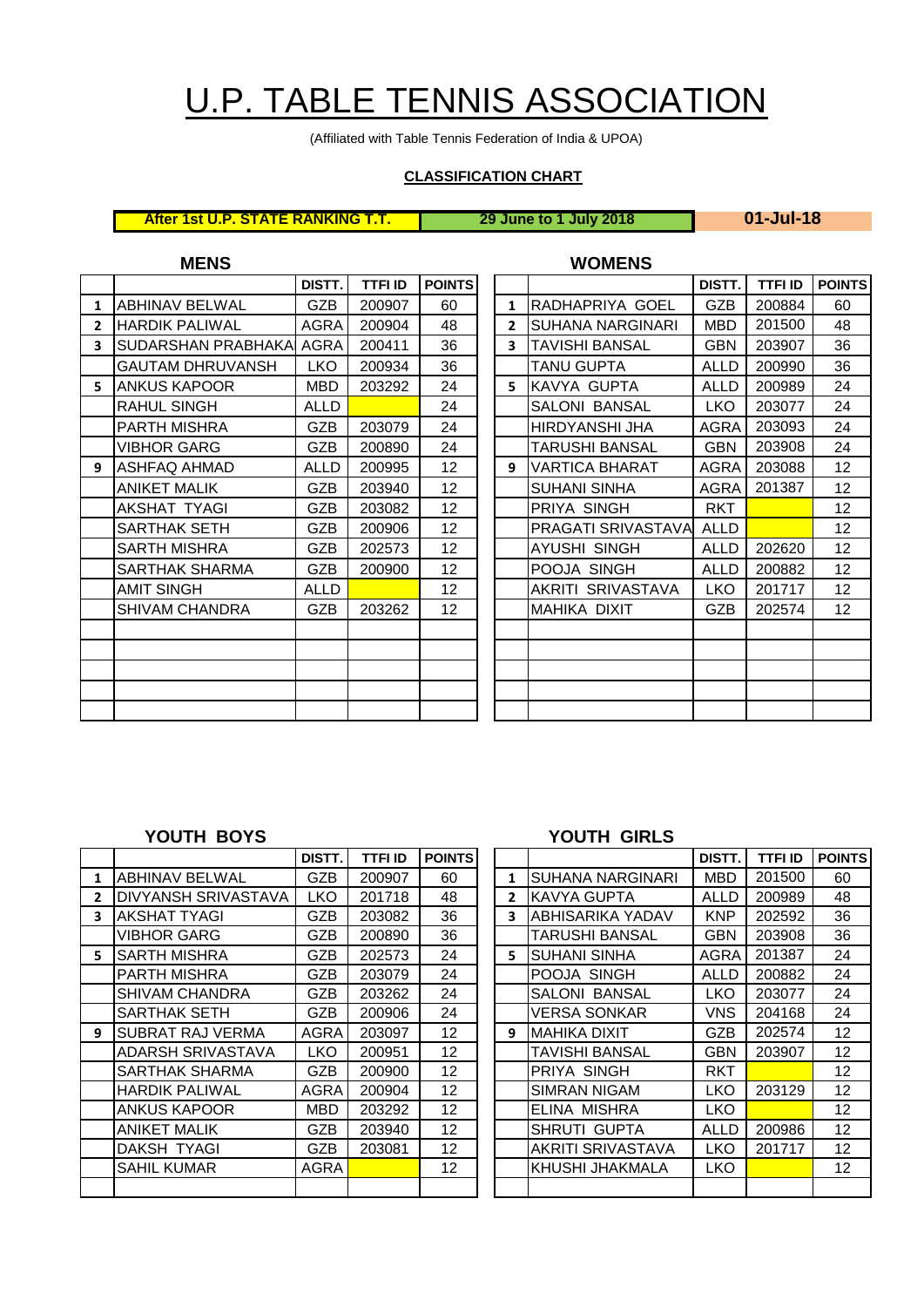# U.P. TABLE TENNIS ASSOCIATION

(Affiliated with Table Tennis Federation of India & UPOA)

**CLASSIFICATION CHART**

**After 1st U.P. STATE RANKING T.T.** | **29 June to 1 July 2018** | **01-Jul-18**

## MENS

| | | DISTT. | TTFI ID | POINTS |
|---|---|---|---|---|
| 1 | ABHINAV BELWAL | GZB | 200907 | 60 |
| 2 | HARDIK PALIWAL | AGRA | 200904 | 48 |
| 3 | SUDARSHAN PRABHAKA | AGRA | 200411 | 36 |
| | GAUTAM DHRUVANSH | LKO | 200934 | 36 |
| 5 | ANKUS KAPOOR | MBD | 203292 | 24 |
| | RAHUL SINGH | ALLD | | 24 |
| | PARTH MISHRA | GZB | 203079 | 24 |
| | VIBHOR GARG | GZB | 200890 | 24 |
| 9 | ASHFAQ AHMAD | ALLD | 200995 | 12 |
| | ANIKET MALIK | GZB | 203940 | 12 |
| | AKSHAT TYAGI | GZB | 203082 | 12 |
| | SARTHAK SETH | GZB | 200906 | 12 |
| | SARTH MISHRA | GZB | 202573 | 12 |
| | SARTHAK SHARMA | GZB | 200900 | 12 |
| | AMIT SINGH | ALLD | | 12 |
| | SHIVAM CHANDRA | GZB | 203262 | 12 |

## WOMENS

| | | DISTT. | TTFI ID | POINTS |
|---|---|---|---|---|
| 1 | RADHAPRIYA GOEL | GZB | 200884 | 60 |
| 2 | SUHANA NARGINARI | MBD | 201500 | 48 |
| 3 | TAVISHI BANSAL | GBN | 203907 | 36 |
| | TANU GUPTA | ALLD | 200990 | 36 |
| 5 | KAVYA GUPTA | ALLD | 200989 | 24 |
| | SALONI BANSAL | LKO | 203077 | 24 |
| | HIRDYANSHI JHA | AGRA | 203093 | 24 |
| | TARUSHI BANSAL | GBN | 203908 | 24 |
| 9 | VARTICA BHARAT | AGRA | 203088 | 12 |
| | SUHANI SINHA | AGRA | 201387 | 12 |
| | PRIYA SINGH | RKT | | 12 |
| | PRAGATI SRIVASTAVA | ALLD | | 12 |
| | AYUSHI SINGH | ALLD | 202620 | 12 |
| | POOJA SINGH | ALLD | 200882 | 12 |
| | AKRITI SRIVASTAVA | LKO | 201717 | 12 |
| | MAHIKA DIXIT | GZB | 202574 | 12 |

## YOUTH BOYS

| | | DISTT. | TTFI ID | POINTS |
|---|---|---|---|---|
| 1 | ABHINAV BELWAL | GZB | 200907 | 60 |
| 2 | DIVYANSH SRIVASTAVA | LKO | 201718 | 48 |
| 3 | AKSHAT TYAGI | GZB | 203082 | 36 |
| | VIBHOR GARG | GZB | 200890 | 36 |
| 5 | SARTH MISHRA | GZB | 202573 | 24 |
| | PARTH MISHRA | GZB | 203079 | 24 |
| | SHIVAM CHANDRA | GZB | 203262 | 24 |
| | SARTHAK SETH | GZB | 200906 | 24 |
| 9 | SUBRAT RAJ VERMA | AGRA | 203097 | 12 |
| | ADARSH SRIVASTAVA | LKO | 200951 | 12 |
| | SARTHAK SHARMA | GZB | 200900 | 12 |
| | HARDIK PALIWAL | AGRA | 200904 | 12 |
| | ANKUS KAPOOR | MBD | 203292 | 12 |
| | ANIKET MALIK | GZB | 203940 | 12 |
| | DAKSH TYAGI | GZB | 203081 | 12 |
| | SAHIL KUMAR | AGRA | | 12 |

## YOUTH GIRLS

| | | DISTT. | TTFI ID | POINTS |
|---|---|---|---|---|
| 1 | SUHANA NARGINARI | MBD | 201500 | 60 |
| 2 | KAVYA GUPTA | ALLD | 200989 | 48 |
| 3 | ABHISARIKA YADAV | KNP | 202592 | 36 |
| | TARUSHI BANSAL | GBN | 203908 | 36 |
| 5 | SUHANI SINHA | AGRA | 201387 | 24 |
| | POOJA SINGH | ALLD | 200882 | 24 |
| | SALONI BANSAL | LKO | 203077 | 24 |
| | VERSA SONKAR | VNS | 204168 | 24 |
| 9 | MAHIKA DIXIT | GZB | 202574 | 12 |
| | TAVISHI BANSAL | GBN | 203907 | 12 |
| | PRIYA SINGH | RKT | | 12 |
| | SIMRAN NIGAM | LKO | 203129 | 12 |
| | ELINA MISHRA | LKO | | 12 |
| | SHRUTI GUPTA | ALLD | 200986 | 12 |
| | AKRITI SRIVASTAVA | LKO | 201717 | 12 |
| | KHUSHI JHAKMALA | LKO | | 12 |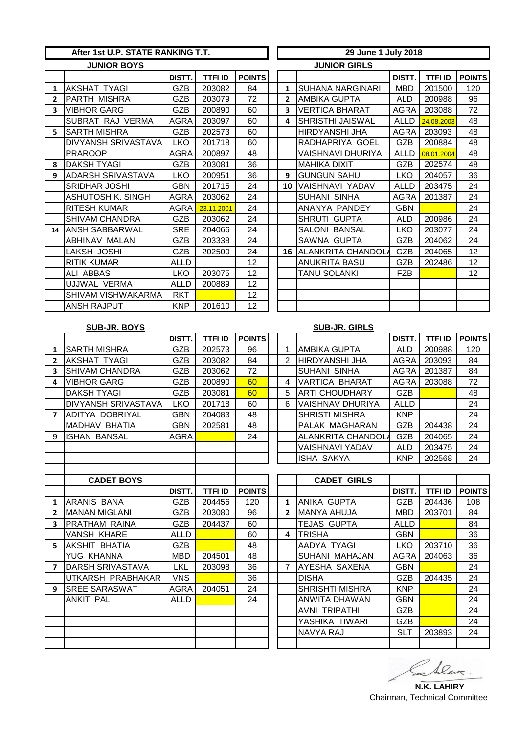## After 1st U.P. STATE RANKING T.T. — 29 June 1 July 2018

### JUNIOR BOYS

| | | DISTT. | TTFI ID | POINTS |
|---|---|---|---|---|
| 1 | AKSHAT TYAGI | GZB | 203082 | 84 |
| 2 | PARTH MISHRA | GZB | 203079 | 72 |
| 3 | VIBHOR GARG | GZB | 200890 | 60 |
| | SUBRAT RAJ VERMA | AGRA | 203097 | 60 |
| 5 | SARTH MISHRA | GZB | 202573 | 60 |
| | DIVYANSH SRIVASTAVA | LKO | 201718 | 60 |
| | PRAROOP | AGRA | 200897 | 48 |
| 8 | DAKSH TYAGI | GZB | 203081 | 36 |
| 9 | ADARSH SRIVASTAVA | LKO | 200951 | 36 |
| | SRIDHAR JOSHI | GBN | 201715 | 24 |
| | ASHUTOSH K. SINGH | AGRA | 203062 | 24 |
| | RITESH KUMAR | AGRA | 23.11.2001 | 24 |
| | SHIVAM CHANDRA | GZB | 203062 | 24 |
| 14 | ANSH SABBARWAL | SRE | 204066 | 24 |
| | ABHINAV MALAN | GZB | 203338 | 24 |
| | LAKSH JOSHI | GZB | 202500 | 24 |
| | RITIK KUMAR | ALLD | | 12 |
| | ALI ABBAS | LKO | 203075 | 12 |
| | UJJWAL VERMA | ALLD | 200889 | 12 |
| | SHIVAM VISHWAKARMA | RKT | | 12 |
| | ANSH RAJPUT | KNP | 201610 | 12 |

### JUNIOR GIRLS

| | | DISTT. | TTFI ID | POINTS |
|---|---|---|---|---|
| 1 | SUHANA NARGINARI | MBD | 201500 | 120 |
| 2 | AMBIKA GUPTA | ALD | 200988 | 96 |
| 3 | VERTICA BHARAT | AGRA | 203088 | 72 |
| 4 | SHRISTHI JAISWAL | ALLD | 24.08.2003 | 48 |
| | HIRDYANSHI JHA | AGRA | 203093 | 48 |
| | RADHAPRIYA GOEL | GZB | 200884 | 48 |
| | VAISHNAVI DHURIYA | ALLD | 08.01.2004 | 48 |
| | MAHIKA DIXIT | GZB | 202574 | 48 |
| 9 | GUNGUN SAHU | LKO | 204057 | 36 |
| 10 | VAISHNAVI YADAV | ALLD | 203475 | 24 |
| | SUHANI SINHA | AGRA | 201387 | 24 |
| | ANANYA PANDEY | GBN | | 24 |
| | SHRUTI GUPTA | ALD | 200986 | 24 |
| | SALONI BANSAL | LKO | 203077 | 24 |
| | SAWNA GUPTA | GZB | 204062 | 24 |
| 16 | ALANKRITA CHANDOLA | GZB | 204065 | 12 |
| | ANUKRITA BASU | GZB | 202486 | 12 |
| | TANU SOLANKI | FZB | | 12 |

### SUB-JR. BOYS

| | | DISTT. | TTFI ID | POINTS |
|---|---|---|---|---|
| 1 | SARTH MISHRA | GZB | 202573 | 96 |
| 2 | AKSHAT TYAGI | GZB | 203082 | 84 |
| 3 | SHIVAM CHANDRA | GZB | 203062 | 72 |
| 4 | VIBHOR GARG | GZB | 200890 | 60 |
| | DAKSH TYAGI | GZB | 203081 | 60 |
| | DIVYANSH SRIVASTAVA | LKO | 201718 | 60 |
| 7 | ADITYA DOBRIYAL | GBN | 204083 | 48 |
| | MADHAV BHATIA | GBN | 202581 | 48 |
| 9 | ISHAN BANSAL | AGRA | | 24 |

### SUB-JR. GIRLS

| | | DISTT. | TTFI ID | POINTS |
|---|---|---|---|---|
| 1 | AMBIKA GUPTA | ALD | 200988 | 120 |
| 2 | HIRDYANSHI JHA | AGRA | 203093 | 84 |
| | SUHANI SINHA | AGRA | 201387 | 84 |
| 4 | VARTICA BHARAT | AGRA | 203088 | 72 |
| 5 | ARTI CHOUDHARY | GZB | | 48 |
| 6 | VAISHNAV DHURIYA | ALLD | | 24 |
| | SHRISTI MISHRA | KNP | | 24 |
| | PALAK MAGHARAN | GZB | 204438 | 24 |
| | ALANKRITA CHANDOLA | GZB | 204065 | 24 |
| | VAISHNAVI YADAV | ALD | 203475 | 24 |
| | ISHA SAKYA | KNP | 202568 | 24 |

### CADET BOYS

| | | DISTT. | TTFI ID | POINTS |
|---|---|---|---|---|
| 1 | ARANIS BANA | GZB | 204456 | 120 |
| 2 | MANAN MIGLANI | GZB | 203080 | 96 |
| 3 | PRATHAM RAINA | GZB | 204437 | 60 |
| | VANSH KHARE | ALLD | | 60 |
| 5 | AKSHIT BHATIA | GZB | | 48 |
| | YUG KHANNA | MBD | 204501 | 48 |
| 7 | DARSH SRIVASTAVA | LKL | 203098 | 36 |
| | UTKARSH PRABHAKAR | VNS | | 36 |
| 9 | SREE SARASWAT | AGRA | 204051 | 24 |
| | ANKIT PAL | ALLD | | 24 |

### CADET GIRLS

| | | DISTT. | TTFI ID | POINTS |
|---|---|---|---|---|
| 1 | ANIKA GUPTA | GZB | 204436 | 108 |
| 2 | MANYA AHUJA | MBD | 203701 | 84 |
| | TEJAS GUPTA | ALLD | | 84 |
| 4 | TRISHA | GBN | | 36 |
| | AADYA TYAGI | LKO | 203710 | 36 |
| | SUHANI MAHAJAN | AGRA | 204063 | 36 |
| 7 | AYESHA SAXENA | GBN | | 24 |
| | DISHA | GZB | 204435 | 24 |
| | SHRISHTI MISHRA | KNP | | 24 |
| | ANWITA DHAWAN | GBN | | 24 |
| | AVNI TRIPATHI | GZB | | 24 |
| | YASHIKA TIWARI | GZB | | 24 |
| | NAVYA RAJ | SLT | 203893 | 24 |

**N.K. LAHIRY**
Chairman, Technical Committee